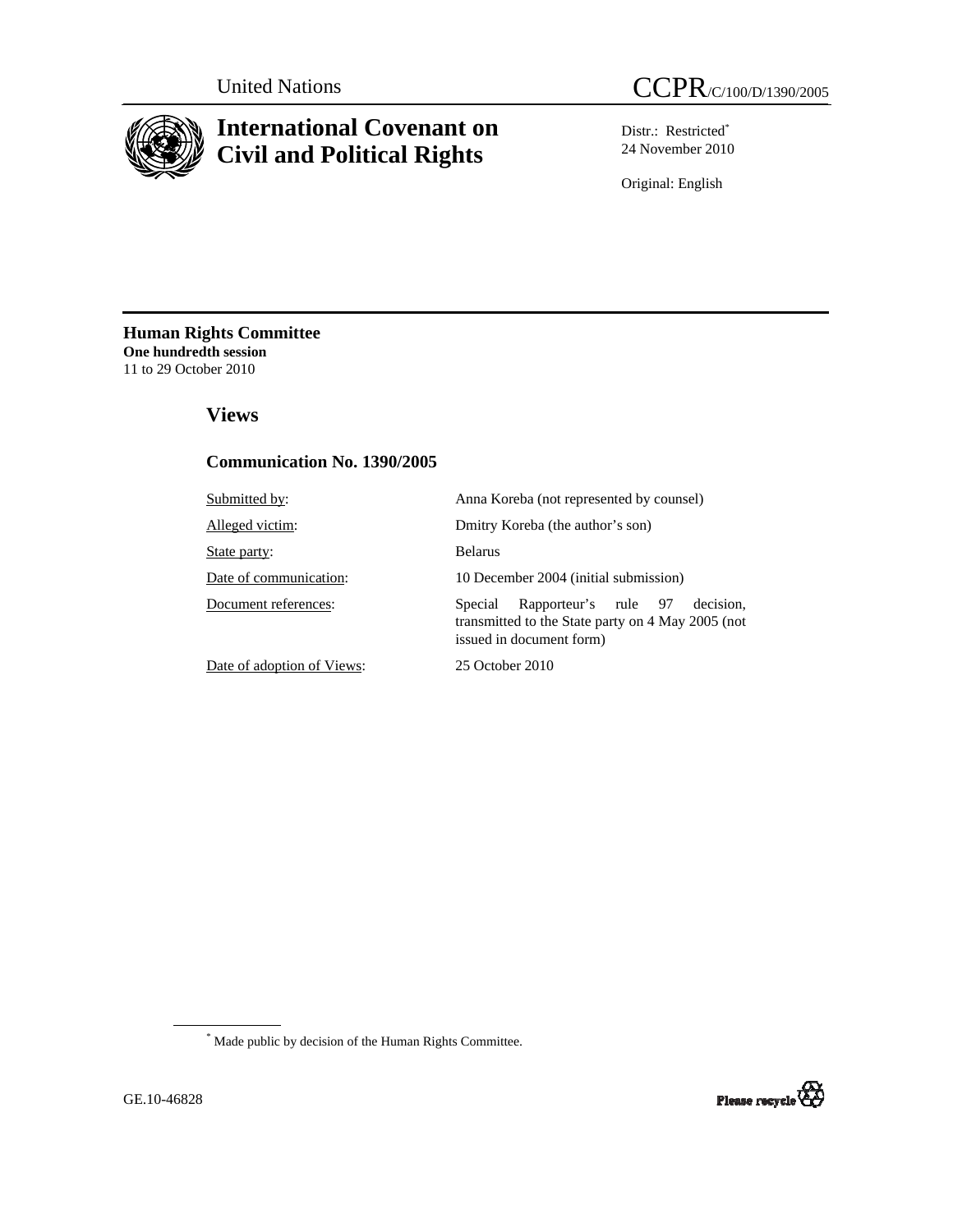United Nations

CCPR/C/100/D/1390/2005

# International Covenant on Civil and Political Rights

Distr.: Restricted*
24 November 2010

Original: English

**Human Rights Committee**
**One hundredth session**
11 to 29 October 2010

## Views

### Communication No. 1390/2005

| | |
|---|---|
| Submitted by: | Anna Koreba (not represented by counsel) |
| Alleged victim: | Dmitry Koreba (the author's son) |
| State party: | Belarus |
| Date of communication: | 10 December 2004 (initial submission) |
| Document references: | Special Rapporteur's rule 97 decision, transmitted to the State party on 4 May 2005 (not issued in document form) |
| Date of adoption of Views: | 25 October 2010 |

\* Made public by decision of the Human Rights Committee.

GE.10-46828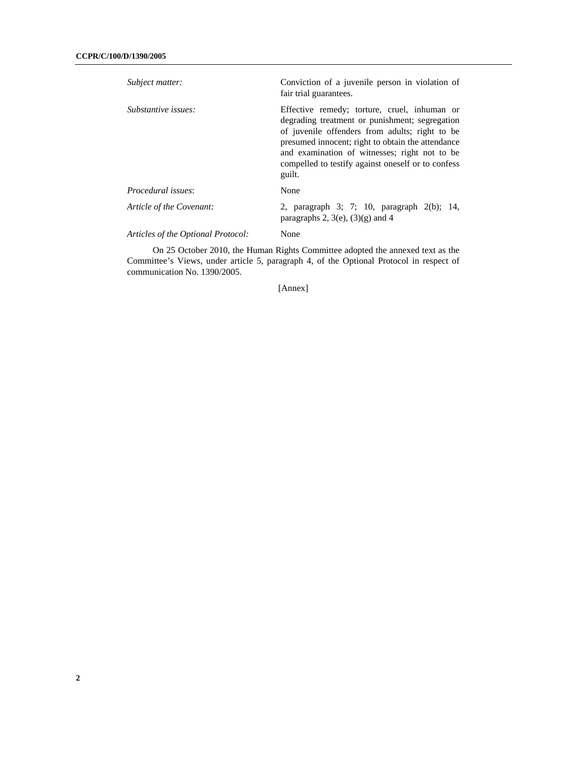| | |
|---|---|
| *Subject matter:* | Conviction of a juvenile person in violation of fair trial guarantees. |
| *Substantive issues:* | Effective remedy; torture, cruel, inhuman or degrading treatment or punishment; segregation of juvenile offenders from adults; right to be presumed innocent; right to obtain the attendance and examination of witnesses; right not to be compelled to testify against oneself or to confess guilt. |
| *Procedural issues*: | None |
| *Article of the Covenant:* | 2, paragraph 3; 7; 10, paragraph 2(b); 14, paragraphs 2, 3(e), (3)(g) and 4 |
| *Articles of the Optional Protocol:* | None |

On 25 October 2010, the Human Rights Committee adopted the annexed text as the Committee's Views, under article 5, paragraph 4, of the Optional Protocol in respect of communication No. 1390/2005.

[Annex]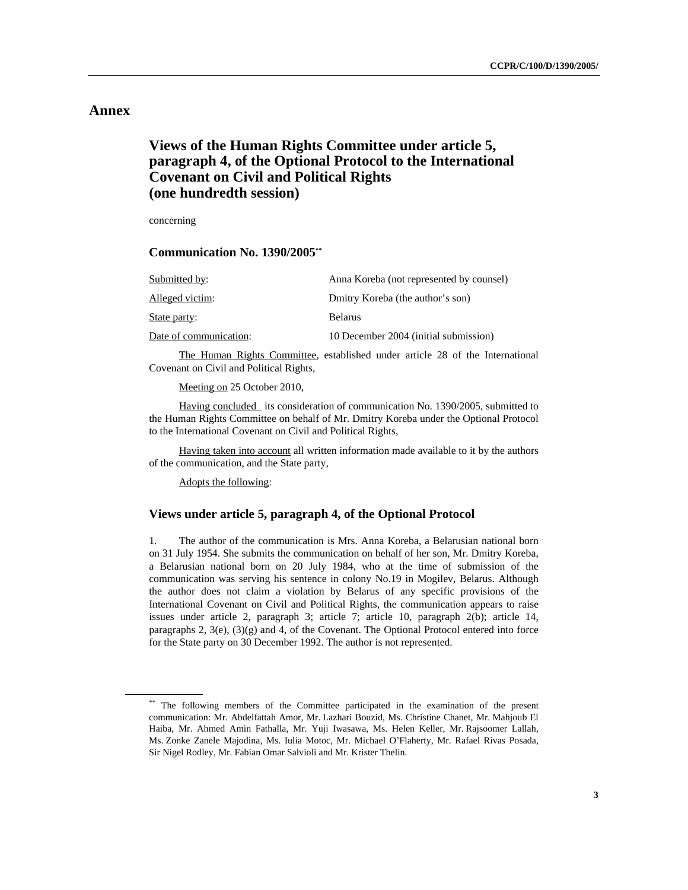# Annex

## Views of the Human Rights Committee under article 5, paragraph 4, of the Optional Protocol to the International Covenant on Civil and Political Rights (one hundredth session)

concerning

### Communication No. 1390/2005[**]

| | |
|---|---|
| Submitted by: | Anna Koreba (not represented by counsel) |
| Alleged victim: | Dmitry Koreba (the author's son) |
| State party: | Belarus |
| Date of communication: | 10 December 2004 (initial submission) |

The Human Rights Committee, established under article 28 of the International Covenant on Civil and Political Rights,

Meeting on 25 October 2010,

Having concluded its consideration of communication No. 1390/2005, submitted to the Human Rights Committee on behalf of Mr. Dmitry Koreba under the Optional Protocol to the International Covenant on Civil and Political Rights,

Having taken into account all written information made available to it by the authors of the communication, and the State party,

Adopts the following:

### Views under article 5, paragraph 4, of the Optional Protocol

1. The author of the communication is Mrs. Anna Koreba, a Belarusian national born on 31 July 1954. She submits the communication on behalf of her son, Mr. Dmitry Koreba, a Belarusian national born on 20 July 1984, who at the time of submission of the communication was serving his sentence in colony No.19 in Mogilev, Belarus. Although the author does not claim a violation by Belarus of any specific provisions of the International Covenant on Civil and Political Rights, the communication appears to raise issues under article 2, paragraph 3; article 7; article 10, paragraph 2(b); article 14, paragraphs 2, 3(e), (3)(g) and 4, of the Covenant. The Optional Protocol entered into force for the State party on 30 December 1992. The author is not represented.

[**] The following members of the Committee participated in the examination of the present communication: Mr. Abdelfattah Amor, Mr. Lazhari Bouzid, Ms. Christine Chanet, Mr. Mahjoub El Haiba, Mr. Ahmed Amin Fathalla, Mr. Yuji Iwasawa, Ms. Helen Keller, Mr. Rajsoomer Lallah, Ms. Zonke Zanele Majodina, Ms. Iulia Motoc, Mr. Michael O'Flaherty, Mr. Rafael Rivas Posada, Sir Nigel Rodley, Mr. Fabian Omar Salvioli and Mr. Krister Thelin.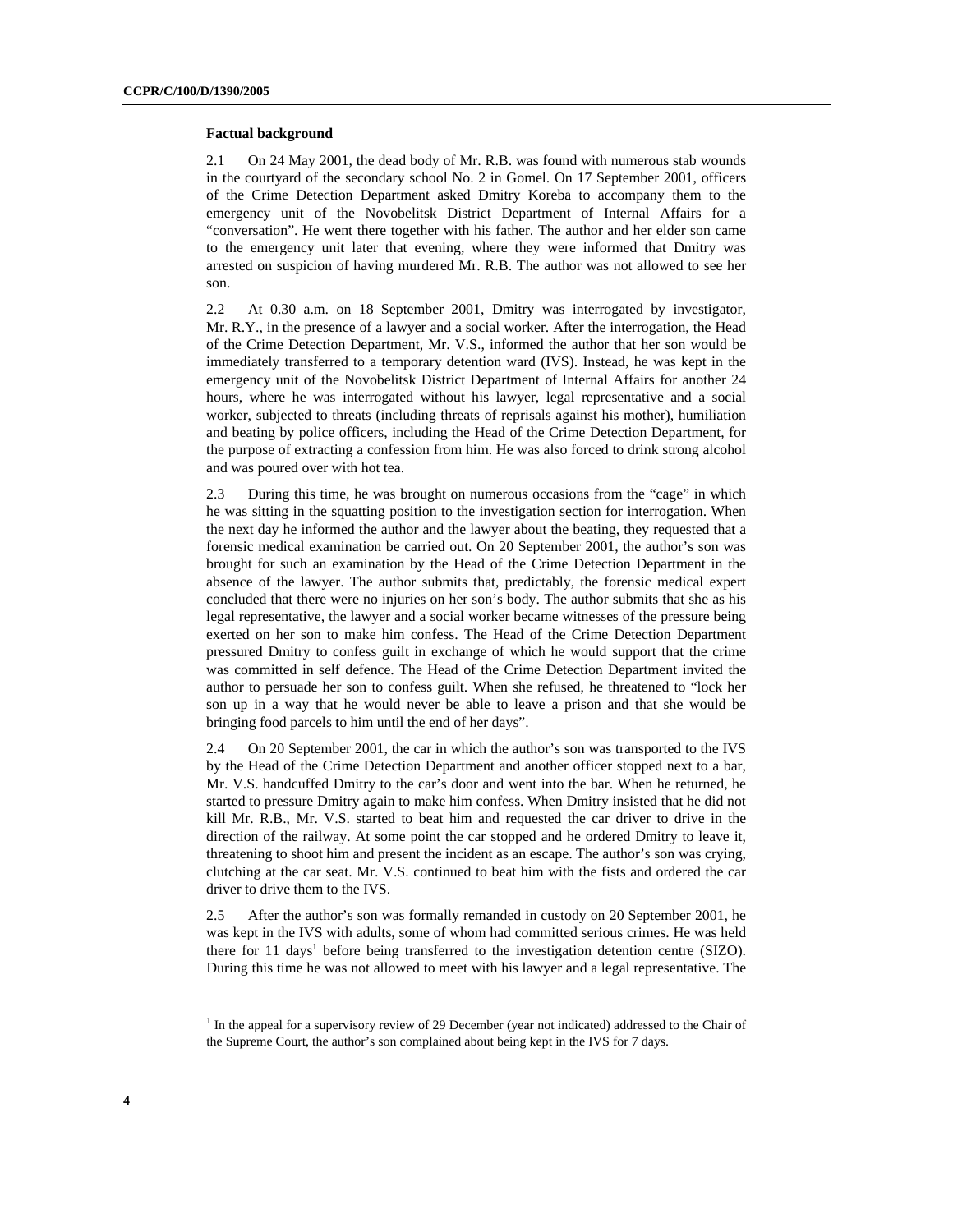### Factual background

2.1 On 24 May 2001, the dead body of Mr. R.B. was found with numerous stab wounds in the courtyard of the secondary school No. 2 in Gomel. On 17 September 2001, officers of the Crime Detection Department asked Dmitry Koreba to accompany them to the emergency unit of the Novobelitsk District Department of Internal Affairs for a "conversation". He went there together with his father. The author and her elder son came to the emergency unit later that evening, where they were informed that Dmitry was arrested on suspicion of having murdered Mr. R.B. The author was not allowed to see her son.

2.2 At 0.30 a.m. on 18 September 2001, Dmitry was interrogated by investigator, Mr. R.Y., in the presence of a lawyer and a social worker. After the interrogation, the Head of the Crime Detection Department, Mr. V.S., informed the author that her son would be immediately transferred to a temporary detention ward (IVS). Instead, he was kept in the emergency unit of the Novobelitsk District Department of Internal Affairs for another 24 hours, where he was interrogated without his lawyer, legal representative and a social worker, subjected to threats (including threats of reprisals against his mother), humiliation and beating by police officers, including the Head of the Crime Detection Department, for the purpose of extracting a confession from him. He was also forced to drink strong alcohol and was poured over with hot tea.

2.3 During this time, he was brought on numerous occasions from the "cage" in which he was sitting in the squatting position to the investigation section for interrogation. When the next day he informed the author and the lawyer about the beating, they requested that a forensic medical examination be carried out. On 20 September 2001, the author's son was brought for such an examination by the Head of the Crime Detection Department in the absence of the lawyer. The author submits that, predictably, the forensic medical expert concluded that there were no injuries on her son's body. The author submits that she as his legal representative, the lawyer and a social worker became witnesses of the pressure being exerted on her son to make him confess. The Head of the Crime Detection Department pressured Dmitry to confess guilt in exchange of which he would support that the crime was committed in self defence. The Head of the Crime Detection Department invited the author to persuade her son to confess guilt. When she refused, he threatened to "lock her son up in a way that he would never be able to leave a prison and that she would be bringing food parcels to him until the end of her days".

2.4 On 20 September 2001, the car in which the author's son was transported to the IVS by the Head of the Crime Detection Department and another officer stopped next to a bar, Mr. V.S. handcuffed Dmitry to the car's door and went into the bar. When he returned, he started to pressure Dmitry again to make him confess. When Dmitry insisted that he did not kill Mr. R.B., Mr. V.S. started to beat him and requested the car driver to drive in the direction of the railway. At some point the car stopped and he ordered Dmitry to leave it, threatening to shoot him and present the incident as an escape. The author's son was crying, clutching at the car seat. Mr. V.S. continued to beat him with the fists and ordered the car driver to drive them to the IVS.

2.5 After the author's son was formally remanded in custody on 20 September 2001, he was kept in the IVS with adults, some of whom had committed serious crimes. He was held there for 11 days[1] before being transferred to the investigation detention centre (SIZO). During this time he was not allowed to meet with his lawyer and a legal representative. The

[1] In the appeal for a supervisory review of 29 December (year not indicated) addressed to the Chair of the Supreme Court, the author's son complained about being kept in the IVS for 7 days.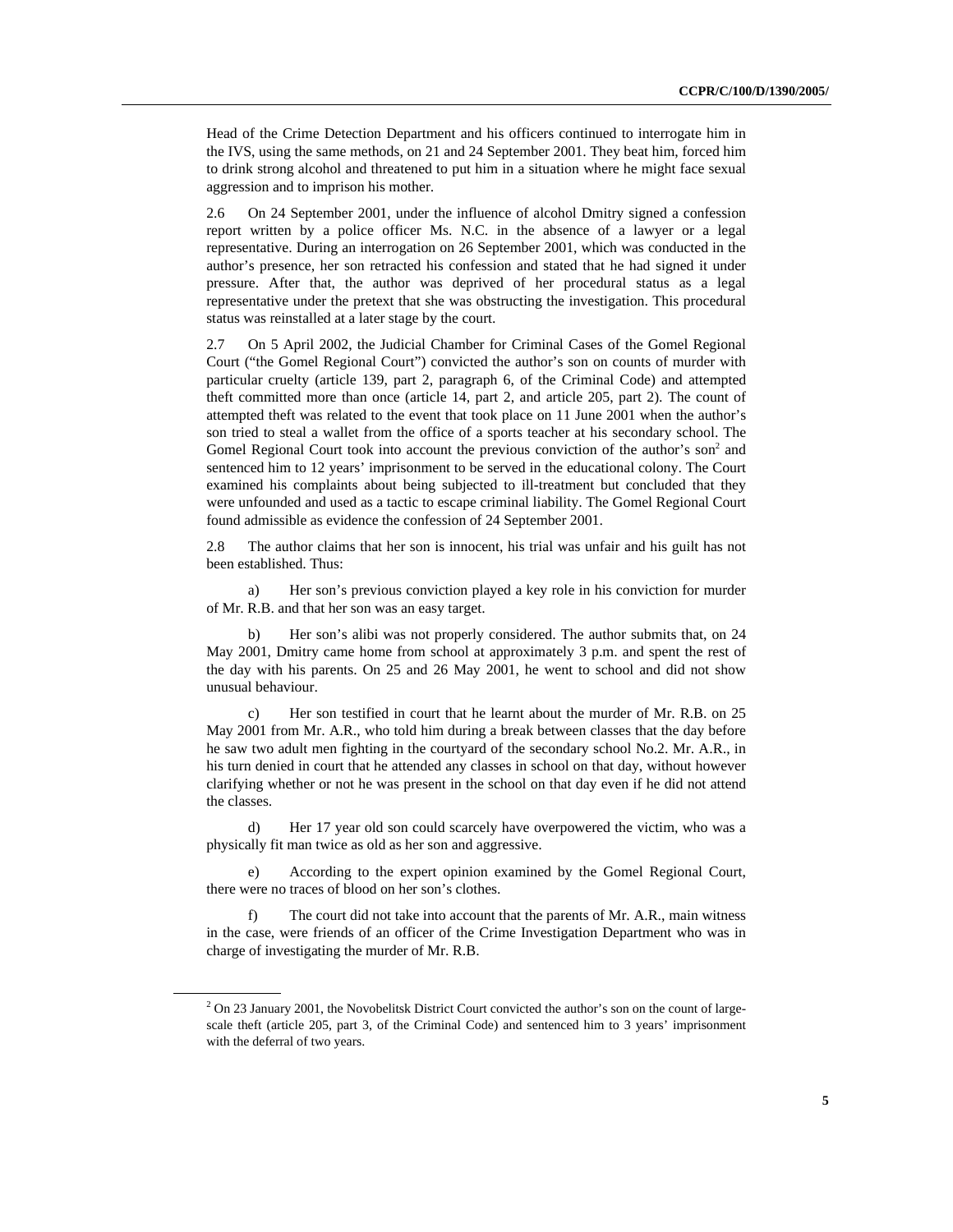Head of the Crime Detection Department and his officers continued to interrogate him in the IVS, using the same methods, on 21 and 24 September 2001. They beat him, forced him to drink strong alcohol and threatened to put him in a situation where he might face sexual aggression and to imprison his mother.

2.6 On 24 September 2001, under the influence of alcohol Dmitry signed a confession report written by a police officer Ms. N.C. in the absence of a lawyer or a legal representative. During an interrogation on 26 September 2001, which was conducted in the author's presence, her son retracted his confession and stated that he had signed it under pressure. After that, the author was deprived of her procedural status as a legal representative under the pretext that she was obstructing the investigation. This procedural status was reinstalled at a later stage by the court.

2.7 On 5 April 2002, the Judicial Chamber for Criminal Cases of the Gomel Regional Court ("the Gomel Regional Court") convicted the author's son on counts of murder with particular cruelty (article 139, part 2, paragraph 6, of the Criminal Code) and attempted theft committed more than once (article 14, part 2, and article 205, part 2). The count of attempted theft was related to the event that took place on 11 June 2001 when the author's son tried to steal a wallet from the office of a sports teacher at his secondary school. The Gomel Regional Court took into account the previous conviction of the author's son[2] and sentenced him to 12 years' imprisonment to be served in the educational colony. The Court examined his complaints about being subjected to ill-treatment but concluded that they were unfounded and used as a tactic to escape criminal liability. The Gomel Regional Court found admissible as evidence the confession of 24 September 2001.

2.8 The author claims that her son is innocent, his trial was unfair and his guilt has not been established. Thus:

a) Her son's previous conviction played a key role in his conviction for murder of Mr. R.B. and that her son was an easy target.

b) Her son's alibi was not properly considered. The author submits that, on 24 May 2001, Dmitry came home from school at approximately 3 p.m. and spent the rest of the day with his parents. On 25 and 26 May 2001, he went to school and did not show unusual behaviour.

c) Her son testified in court that he learnt about the murder of Mr. R.B. on 25 May 2001 from Mr. A.R., who told him during a break between classes that the day before he saw two adult men fighting in the courtyard of the secondary school No.2. Mr. A.R., in his turn denied in court that he attended any classes in school on that day, without however clarifying whether or not he was present in the school on that day even if he did not attend the classes.

d) Her 17 year old son could scarcely have overpowered the victim, who was a physically fit man twice as old as her son and aggressive.

e) According to the expert opinion examined by the Gomel Regional Court, there were no traces of blood on her son's clothes.

f) The court did not take into account that the parents of Mr. A.R., main witness in the case, were friends of an officer of the Crime Investigation Department who was in charge of investigating the murder of Mr. R.B.

[2] On 23 January 2001, the Novobelitsk District Court convicted the author's son on the count of large-scale theft (article 205, part 3, of the Criminal Code) and sentenced him to 3 years' imprisonment with the deferral of two years.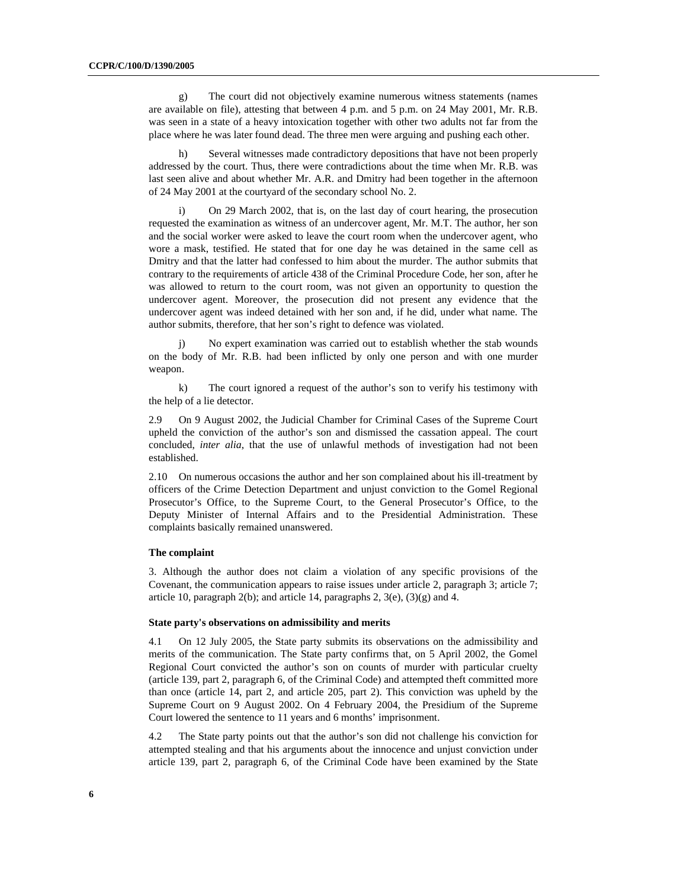g) The court did not objectively examine numerous witness statements (names are available on file), attesting that between 4 p.m. and 5 p.m. on 24 May 2001, Mr. R.B. was seen in a state of a heavy intoxication together with other two adults not far from the place where he was later found dead. The three men were arguing and pushing each other.

h) Several witnesses made contradictory depositions that have not been properly addressed by the court. Thus, there were contradictions about the time when Mr. R.B. was last seen alive and about whether Mr. A.R. and Dmitry had been together in the afternoon of 24 May 2001 at the courtyard of the secondary school No. 2.

i) On 29 March 2002, that is, on the last day of court hearing, the prosecution requested the examination as witness of an undercover agent, Mr. M.T. The author, her son and the social worker were asked to leave the court room when the undercover agent, who wore a mask, testified. He stated that for one day he was detained in the same cell as Dmitry and that the latter had confessed to him about the murder. The author submits that contrary to the requirements of article 438 of the Criminal Procedure Code, her son, after he was allowed to return to the court room, was not given an opportunity to question the undercover agent. Moreover, the prosecution did not present any evidence that the undercover agent was indeed detained with her son and, if he did, under what name. The author submits, therefore, that her son's right to defence was violated.

j) No expert examination was carried out to establish whether the stab wounds on the body of Mr. R.B. had been inflicted by only one person and with one murder weapon.

k) The court ignored a request of the author's son to verify his testimony with the help of a lie detector.

2.9 On 9 August 2002, the Judicial Chamber for Criminal Cases of the Supreme Court upheld the conviction of the author's son and dismissed the cassation appeal. The court concluded, *inter alia*, that the use of unlawful methods of investigation had not been established.

2.10 On numerous occasions the author and her son complained about his ill-treatment by officers of the Crime Detection Department and unjust conviction to the Gomel Regional Prosecutor's Office, to the Supreme Court, to the General Prosecutor's Office, to the Deputy Minister of Internal Affairs and to the Presidential Administration. These complaints basically remained unanswered.

**The complaint**

3. Although the author does not claim a violation of any specific provisions of the Covenant, the communication appears to raise issues under article 2, paragraph 3; article 7; article 10, paragraph 2(b); and article 14, paragraphs 2, 3(e), (3)(g) and 4.

**State party's observations on admissibility and merits**

4.1 On 12 July 2005, the State party submits its observations on the admissibility and merits of the communication. The State party confirms that, on 5 April 2002, the Gomel Regional Court convicted the author's son on counts of murder with particular cruelty (article 139, part 2, paragraph 6, of the Criminal Code) and attempted theft committed more than once (article 14, part 2, and article 205, part 2). This conviction was upheld by the Supreme Court on 9 August 2002. On 4 February 2004, the Presidium of the Supreme Court lowered the sentence to 11 years and 6 months' imprisonment.

4.2 The State party points out that the author's son did not challenge his conviction for attempted stealing and that his arguments about the innocence and unjust conviction under article 139, part 2, paragraph 6, of the Criminal Code have been examined by the State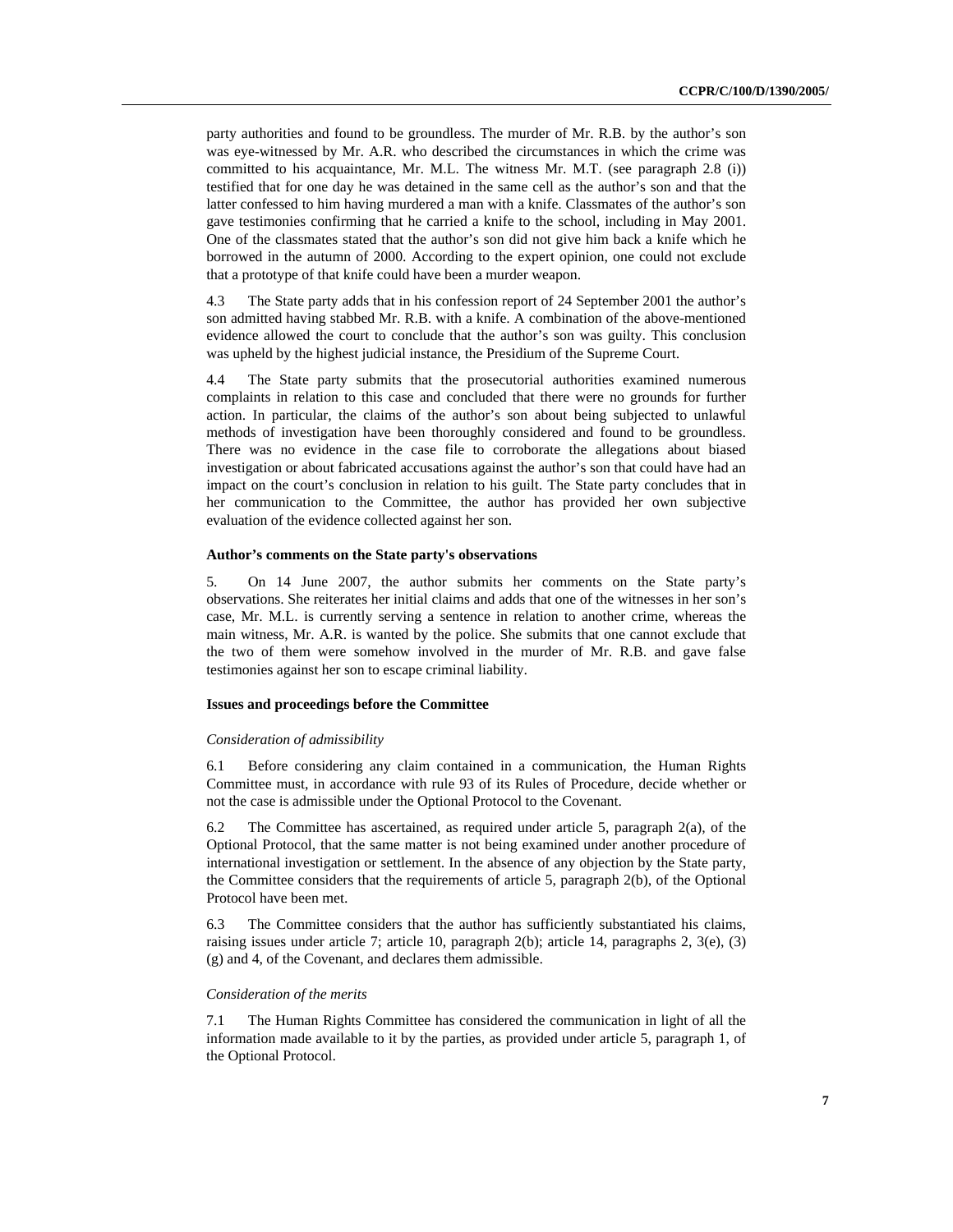party authorities and found to be groundless. The murder of Mr. R.B. by the author's son was eye-witnessed by Mr. A.R. who described the circumstances in which the crime was committed to his acquaintance, Mr. M.L. The witness Mr. M.T. (see paragraph 2.8 (i)) testified that for one day he was detained in the same cell as the author's son and that the latter confessed to him having murdered a man with a knife. Classmates of the author's son gave testimonies confirming that he carried a knife to the school, including in May 2001. One of the classmates stated that the author's son did not give him back a knife which he borrowed in the autumn of 2000. According to the expert opinion, one could not exclude that a prototype of that knife could have been a murder weapon.

4.3 The State party adds that in his confession report of 24 September 2001 the author's son admitted having stabbed Mr. R.B. with a knife. A combination of the above-mentioned evidence allowed the court to conclude that the author's son was guilty. This conclusion was upheld by the highest judicial instance, the Presidium of the Supreme Court.

4.4 The State party submits that the prosecutorial authorities examined numerous complaints in relation to this case and concluded that there were no grounds for further action. In particular, the claims of the author's son about being subjected to unlawful methods of investigation have been thoroughly considered and found to be groundless. There was no evidence in the case file to corroborate the allegations about biased investigation or about fabricated accusations against the author's son that could have had an impact on the court's conclusion in relation to his guilt. The State party concludes that in her communication to the Committee, the author has provided her own subjective evaluation of the evidence collected against her son.

**Author's comments on the State party's observations**

5. On 14 June 2007, the author submits her comments on the State party's observations. She reiterates her initial claims and adds that one of the witnesses in her son's case, Mr. M.L. is currently serving a sentence in relation to another crime, whereas the main witness, Mr. A.R. is wanted by the police. She submits that one cannot exclude that the two of them were somehow involved in the murder of Mr. R.B. and gave false testimonies against her son to escape criminal liability.

**Issues and proceedings before the Committee**

*Consideration of admissibility*

6.1 Before considering any claim contained in a communication, the Human Rights Committee must, in accordance with rule 93 of its Rules of Procedure, decide whether or not the case is admissible under the Optional Protocol to the Covenant.

6.2 The Committee has ascertained, as required under article 5, paragraph 2(a), of the Optional Protocol, that the same matter is not being examined under another procedure of international investigation or settlement. In the absence of any objection by the State party, the Committee considers that the requirements of article 5, paragraph 2(b), of the Optional Protocol have been met.

6.3 The Committee considers that the author has sufficiently substantiated his claims, raising issues under article 7; article 10, paragraph 2(b); article 14, paragraphs 2, 3(e), (3) (g) and 4, of the Covenant, and declares them admissible.

*Consideration of the merits*

7.1 The Human Rights Committee has considered the communication in light of all the information made available to it by the parties, as provided under article 5, paragraph 1, of the Optional Protocol.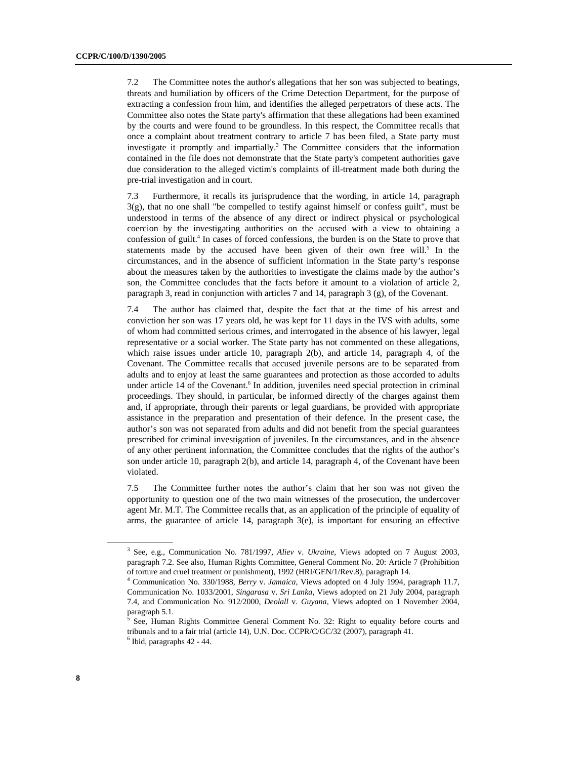7.2 The Committee notes the author's allegations that her son was subjected to beatings, threats and humiliation by officers of the Crime Detection Department, for the purpose of extracting a confession from him, and identifies the alleged perpetrators of these acts. The Committee also notes the State party's affirmation that these allegations had been examined by the courts and were found to be groundless. In this respect, the Committee recalls that once a complaint about treatment contrary to article 7 has been filed, a State party must investigate it promptly and impartially.[3] The Committee considers that the information contained in the file does not demonstrate that the State party's competent authorities gave due consideration to the alleged victim's complaints of ill-treatment made both during the pre-trial investigation and in court.

7.3 Furthermore, it recalls its jurisprudence that the wording, in article 14, paragraph 3(g), that no one shall "be compelled to testify against himself or confess guilt", must be understood in terms of the absence of any direct or indirect physical or psychological coercion by the investigating authorities on the accused with a view to obtaining a confession of guilt.[4] In cases of forced confessions, the burden is on the State to prove that statements made by the accused have been given of their own free will.[5] In the circumstances, and in the absence of sufficient information in the State party's response about the measures taken by the authorities to investigate the claims made by the author's son, the Committee concludes that the facts before it amount to a violation of article 2, paragraph 3, read in conjunction with articles 7 and 14, paragraph 3 (g), of the Covenant.

7.4 The author has claimed that, despite the fact that at the time of his arrest and conviction her son was 17 years old, he was kept for 11 days in the IVS with adults, some of whom had committed serious crimes, and interrogated in the absence of his lawyer, legal representative or a social worker. The State party has not commented on these allegations, which raise issues under article 10, paragraph 2(b), and article 14, paragraph 4, of the Covenant. The Committee recalls that accused juvenile persons are to be separated from adults and to enjoy at least the same guarantees and protection as those accorded to adults under article 14 of the Covenant.[6] In addition, juveniles need special protection in criminal proceedings. They should, in particular, be informed directly of the charges against them and, if appropriate, through their parents or legal guardians, be provided with appropriate assistance in the preparation and presentation of their defence. In the present case, the author's son was not separated from adults and did not benefit from the special guarantees prescribed for criminal investigation of juveniles. In the circumstances, and in the absence of any other pertinent information, the Committee concludes that the rights of the author's son under article 10, paragraph 2(b), and article 14, paragraph 4, of the Covenant have been violated.

7.5 The Committee further notes the author's claim that her son was not given the opportunity to question one of the two main witnesses of the prosecution, the undercover agent Mr. M.T. The Committee recalls that, as an application of the principle of equality of arms, the guarantee of article 14, paragraph 3(e), is important for ensuring an effective

---

[3] See, e.g., Communication No. 781/1997, *Aliev* v. *Ukraine*, Views adopted on 7 August 2003, paragraph 7.2. See also, Human Rights Committee, General Comment No. 20: Article 7 (Prohibition of torture and cruel treatment or punishment), 1992 (HRI/GEN/1/Rev.8), paragraph 14.

[4] Communication No. 330/1988, *Berry* v. *Jamaica*, Views adopted on 4 July 1994, paragraph 11.7, Communication No. 1033/2001, *Singarasa* v. *Sri Lanka*, Views adopted on 21 July 2004, paragraph 7.4, and Communication No. 912/2000, *Deolall* v. *Guyana*, Views adopted on 1 November 2004, paragraph 5.1.

[5] See, Human Rights Committee General Comment No. 32: Right to equality before courts and tribunals and to a fair trial (article 14), U.N. Doc. CCPR/C/GC/32 (2007), paragraph 41.

[6] Ibid, paragraphs 42 - 44.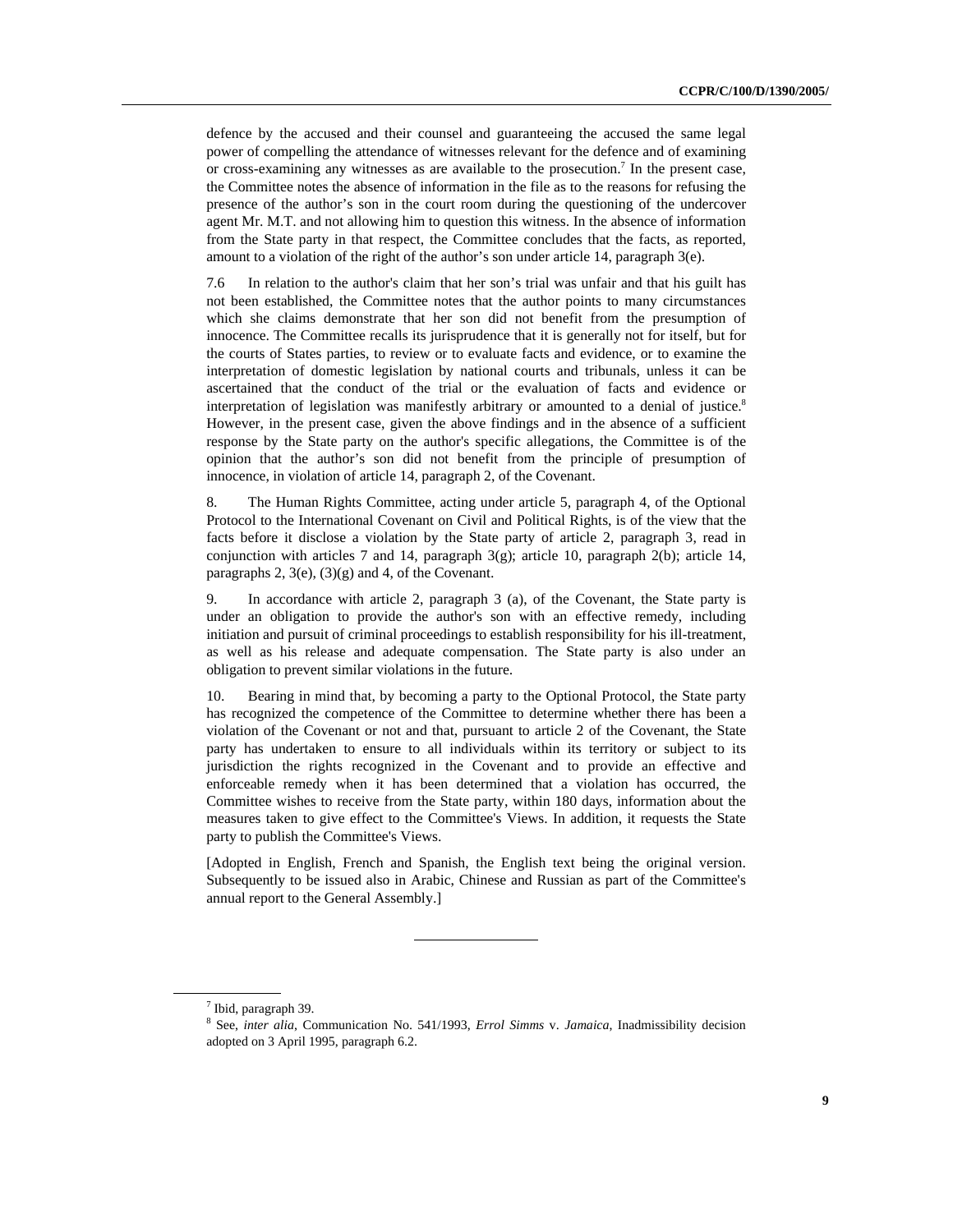defence by the accused and their counsel and guaranteeing the accused the same legal power of compelling the attendance of witnesses relevant for the defence and of examining or cross-examining any witnesses as are available to the prosecution.[7] In the present case, the Committee notes the absence of information in the file as to the reasons for refusing the presence of the author's son in the court room during the questioning of the undercover agent Mr. M.T. and not allowing him to question this witness. In the absence of information from the State party in that respect, the Committee concludes that the facts, as reported, amount to a violation of the right of the author's son under article 14, paragraph 3(e).

7.6 In relation to the author's claim that her son's trial was unfair and that his guilt has not been established, the Committee notes that the author points to many circumstances which she claims demonstrate that her son did not benefit from the presumption of innocence. The Committee recalls its jurisprudence that it is generally not for itself, but for the courts of States parties, to review or to evaluate facts and evidence, or to examine the interpretation of domestic legislation by national courts and tribunals, unless it can be ascertained that the conduct of the trial or the evaluation of facts and evidence or interpretation of legislation was manifestly arbitrary or amounted to a denial of justice.[8] However, in the present case, given the above findings and in the absence of a sufficient response by the State party on the author's specific allegations, the Committee is of the opinion that the author's son did not benefit from the principle of presumption of innocence, in violation of article 14, paragraph 2, of the Covenant.

8. The Human Rights Committee, acting under article 5, paragraph 4, of the Optional Protocol to the International Covenant on Civil and Political Rights, is of the view that the facts before it disclose a violation by the State party of article 2, paragraph 3, read in conjunction with articles 7 and 14, paragraph 3(g); article 10, paragraph 2(b); article 14, paragraphs 2, 3(e), (3)(g) and 4, of the Covenant.

9. In accordance with article 2, paragraph 3 (a), of the Covenant, the State party is under an obligation to provide the author's son with an effective remedy, including initiation and pursuit of criminal proceedings to establish responsibility for his ill-treatment, as well as his release and adequate compensation. The State party is also under an obligation to prevent similar violations in the future.

10. Bearing in mind that, by becoming a party to the Optional Protocol, the State party has recognized the competence of the Committee to determine whether there has been a violation of the Covenant or not and that, pursuant to article 2 of the Covenant, the State party has undertaken to ensure to all individuals within its territory or subject to its jurisdiction the rights recognized in the Covenant and to provide an effective and enforceable remedy when it has been determined that a violation has occurred, the Committee wishes to receive from the State party, within 180 days, information about the measures taken to give effect to the Committee's Views. In addition, it requests the State party to publish the Committee's Views.

[Adopted in English, French and Spanish, the English text being the original version. Subsequently to be issued also in Arabic, Chinese and Russian as part of the Committee's annual report to the General Assembly.]

---

[7] Ibid, paragraph 39.

[8] See, *inter alia*, Communication No. 541/1993, *Errol Simms* v. *Jamaica*, Inadmissibility decision adopted on 3 April 1995, paragraph 6.2.